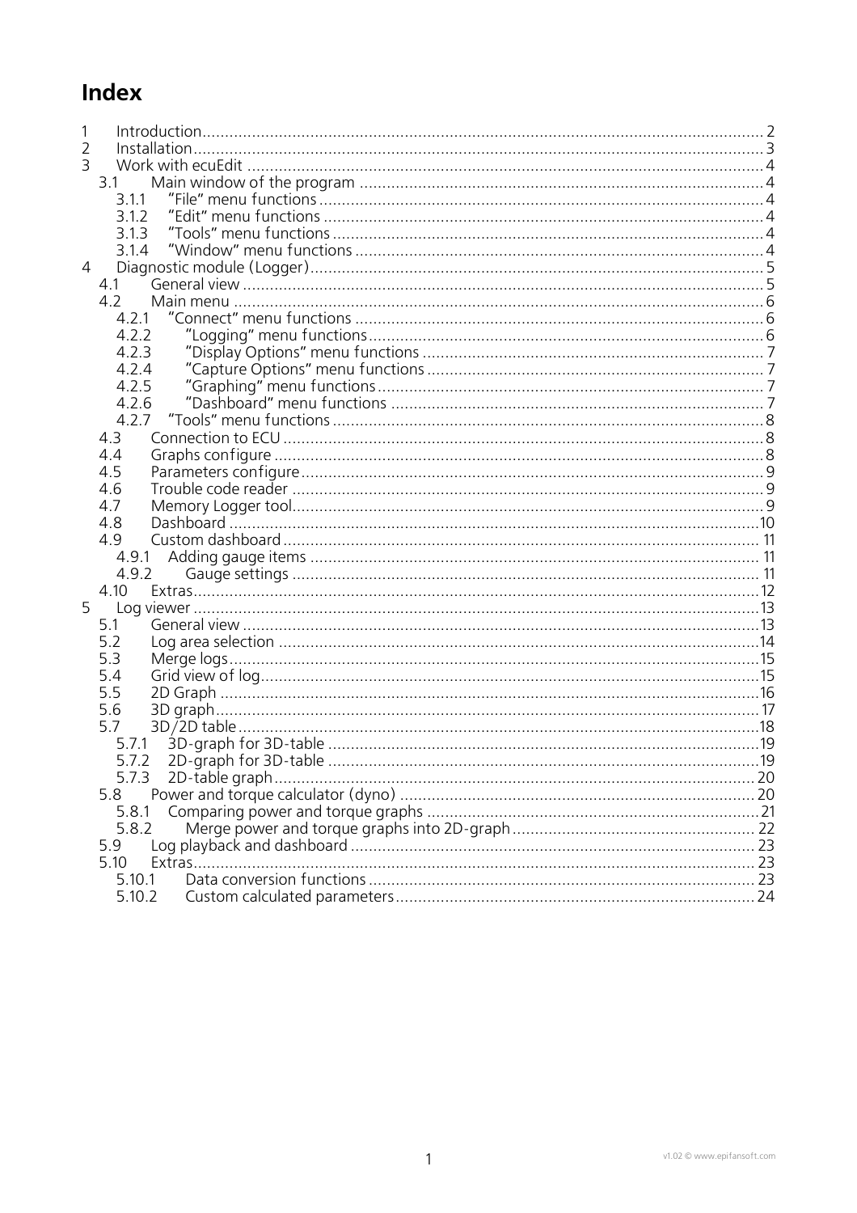# Index

1 Introduction ........ 2
2 Installation ........ 3
3 Work with ecuEdit ........ 4
 3.1 Main window of the program ........ 4
  3.1.1 "File" menu functions ........ 4
  3.1.2 "Edit" menu functions ........ 4
  3.1.3 "Tools" menu functions ........ 4
  3.1.4 "Window" menu functions ........ 4
4 Diagnostic module (Logger) ........ 5
 4.1 General view ........ 5
 4.2 Main menu ........ 6
  4.2.1 "Connect" menu functions ........ 6
  4.2.2 "Logging" menu functions ........ 6
  4.2.3 "Display Options" menu functions ........ 7
  4.2.4 "Capture Options" menu functions ........ 7
  4.2.5 "Graphing" menu functions ........ 7
  4.2.6 "Dashboard" menu functions ........ 7
  4.2.7 "Tools" menu functions ........ 8
 4.3 Connection to ECU ........ 8
 4.4 Graphs configure ........ 8
 4.5 Parameters configure ........ 9
 4.6 Trouble code reader ........ 9
 4.7 Memory Logger tool ........ 9
 4.8 Dashboard ........ 10
 4.9 Custom dashboard ........ 11
  4.9.1 Adding gauge items ........ 11
  4.9.2 Gauge settings ........ 11
 4.10 Extras ........ 12
5 Log viewer ........ 13
 5.1 General view ........ 13
 5.2 Log area selection ........ 14
 5.3 Merge logs ........ 15
 5.4 Grid view of log ........ 15
 5.5 2D Graph ........ 16
 5.6 3D graph ........ 17
 5.7 3D/2D table ........ 18
  5.7.1 3D-graph for 3D-table ........ 19
  5.7.2 2D-graph for 3D-table ........ 19
  5.7.3 2D-table graph ........ 20
 5.8 Power and torque calculator (dyno) ........ 20
  5.8.1 Comparing power and torque graphs ........ 21
  5.8.2 Merge power and torque graphs into 2D-graph ........ 22
 5.9 Log playback and dashboard ........ 23
 5.10 Extras ........ 23
  5.10.1 Data conversion functions ........ 23
  5.10.2 Custom calculated parameters ........ 24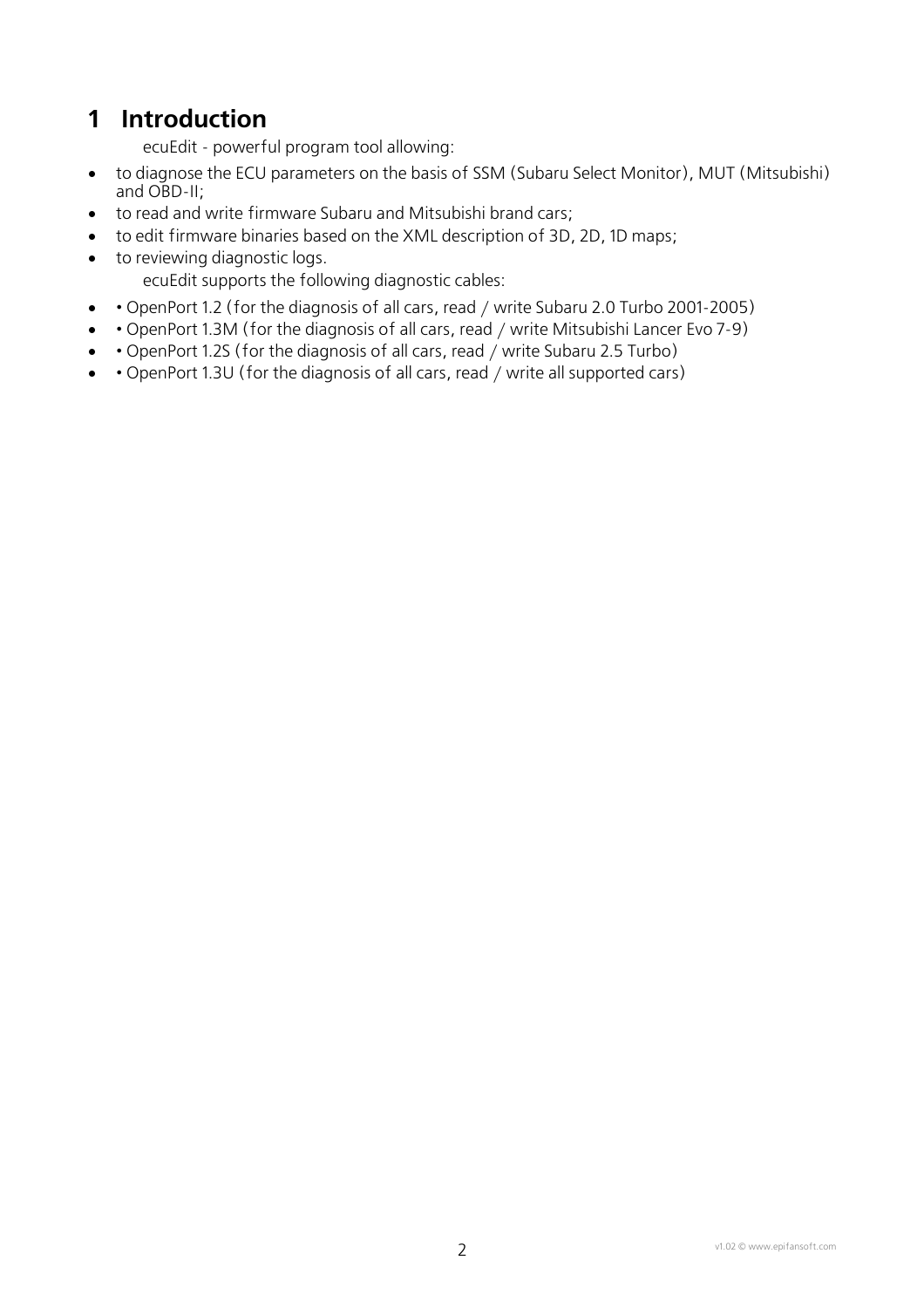# 1 Introduction

ecuEdit - powerful program tool allowing:

- to diagnose the ECU parameters on the basis of SSM (Subaru Select Monitor), MUT (Mitsubishi) and OBD-II;
- to read and write firmware Subaru and Mitsubishi brand cars;
- to edit firmware binaries based on the XML description of 3D, 2D, 1D maps;
- to reviewing diagnostic logs.

ecuEdit supports the following diagnostic cables:

- • OpenPort 1.2 (for the diagnosis of all cars, read / write Subaru 2.0 Turbo 2001-2005)
- • OpenPort 1.3M (for the diagnosis of all cars, read / write Mitsubishi Lancer Evo 7-9)
- • OpenPort 1.2S (for the diagnosis of all cars, read / write Subaru 2.5 Turbo)
- • OpenPort 1.3U (for the diagnosis of all cars, read / write all supported cars)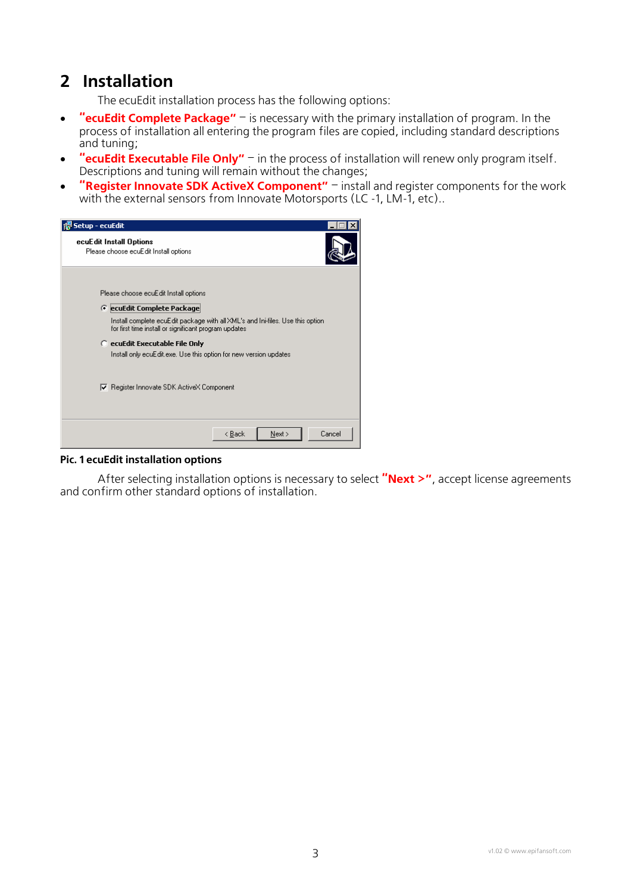# 2 Installation

The ecuEdit installation process has the following options:

- **"ecuEdit Complete Package"** – is necessary with the primary installation of program. In the process of installation all entering the program files are copied, including standard descriptions and tuning;
- **"ecuEdit Executable File Only"** – in the process of installation will renew only program itself. Descriptions and tuning will remain without the changes;
- **"Register Innovate SDK ActiveX Component"** – install and register components for the work with the external sensors from Innovate Motorsports (LC -1, LM-1, etc)..

**Pic. 1 ecuEdit installation options**

After selecting installation options is necessary to select **"Next >"**, accept license agreements and confirm other standard options of installation.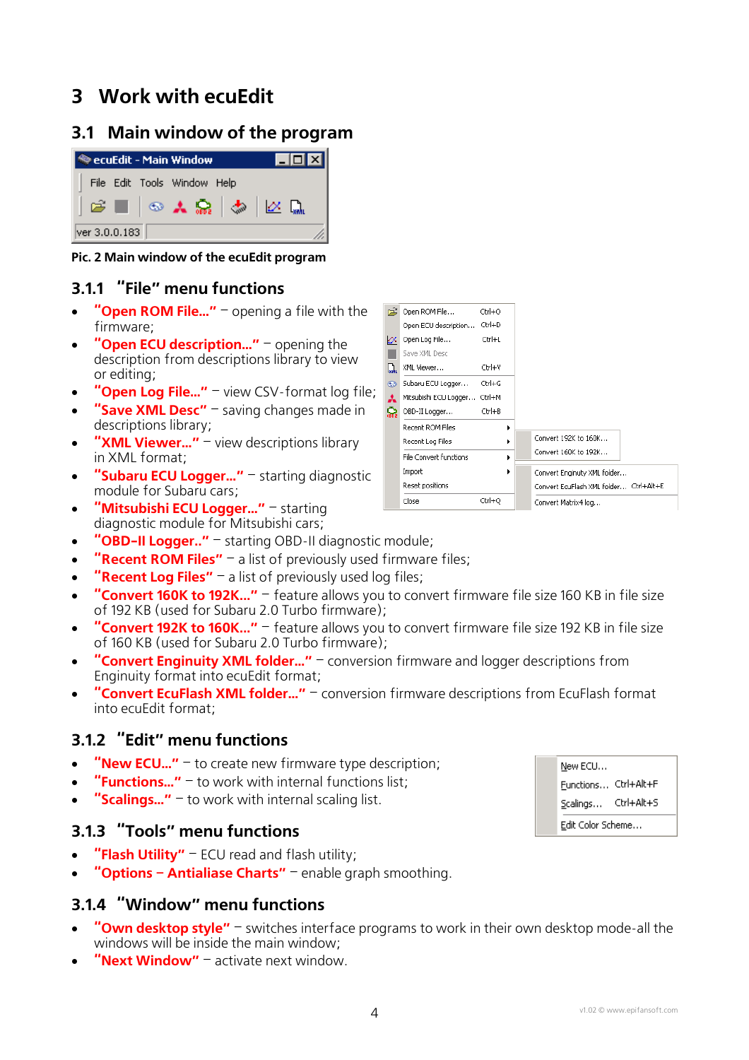# 3 Work with ecuEdit

## 3.1 Main window of the program

**Pic. 2 Main window of the ecuEdit program**

### 3.1.1 "File" menu functions

- **"Open ROM File..."** – opening a file with the firmware;
- **"Open ECU description..."** – opening the description from descriptions library to view or editing;
- **"Open Log File..."** – view CSV-format log file;
- **"Save XML Desc"** – saving changes made in descriptions library;
- **"XML Viewer..."** – view descriptions library in XML format;
- **"Subaru ECU Logger..."** – starting diagnostic module for Subaru cars;
- **"Mitsubishi ECU Logger..."** – starting diagnostic module for Mitsubishi cars;
- **"OBD–II Logger.."** – starting OBD-II diagnostic module;
- **"Recent ROM Files"** – a list of previously used firmware files;
- **"Recent Log Files"** – a list of previously used log files;
- **"Convert 160K to 192K..."** – feature allows you to convert firmware file size 160 KB in file size of 192 KB (used for Subaru 2.0 Turbo firmware);
- **"Convert 192K to 160K..."** – feature allows you to convert firmware file size 192 KB in file size of 160 KB (used for Subaru 2.0 Turbo firmware);
- **"Convert Enginuity XML folder..."** – conversion firmware and logger descriptions from Enginuity format into ecuEdit format;
- **"Convert EcuFlash XML folder..."** – conversion firmware descriptions from EcuFlash format into ecuEdit format;

### 3.1.2 "Edit" menu functions

- **"New ECU..."** – to create new firmware type description;
- **"Functions..."** – to work with internal functions list;
- **"Scalings..."** – to work with internal scaling list.

### 3.1.3 "Tools" menu functions

- **"Flash Utility"** – ECU read and flash utility;
- **"Options – Antialiase Charts"** – enable graph smoothing.

### 3.1.4 "Window" menu functions

- **"Own desktop style"** – switches interface programs to work in their own desktop mode-all the windows will be inside the main window;
- **"Next Window"** – activate next window.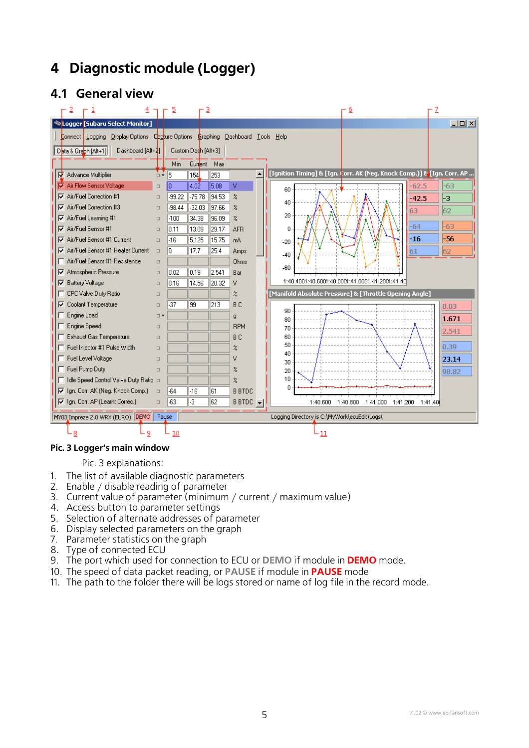# 4 Diagnostic module (Logger)

## 4.1 General view

**Pic. 3 Logger's main window**

Pic. 3 explanations:

1. The list of available diagnostic parameters
2. Enable / disable reading of parameter
3. Current value of parameter (minimum / current / maximum value)
4. Access button to parameter settings
5. Selection of alternate addresses of parameter
6. Display selected parameters on the graph
7. Parameter statistics on the graph
8. Type of connected ECU
9. The port which used for connection to ECU or **DEMO** if module in **DEMO** mode.
10. The speed of data packet reading, or **PAUSE** if module in **PAUSE** mode
11. The path to the folder there will be logs stored or name of log file in the record mode.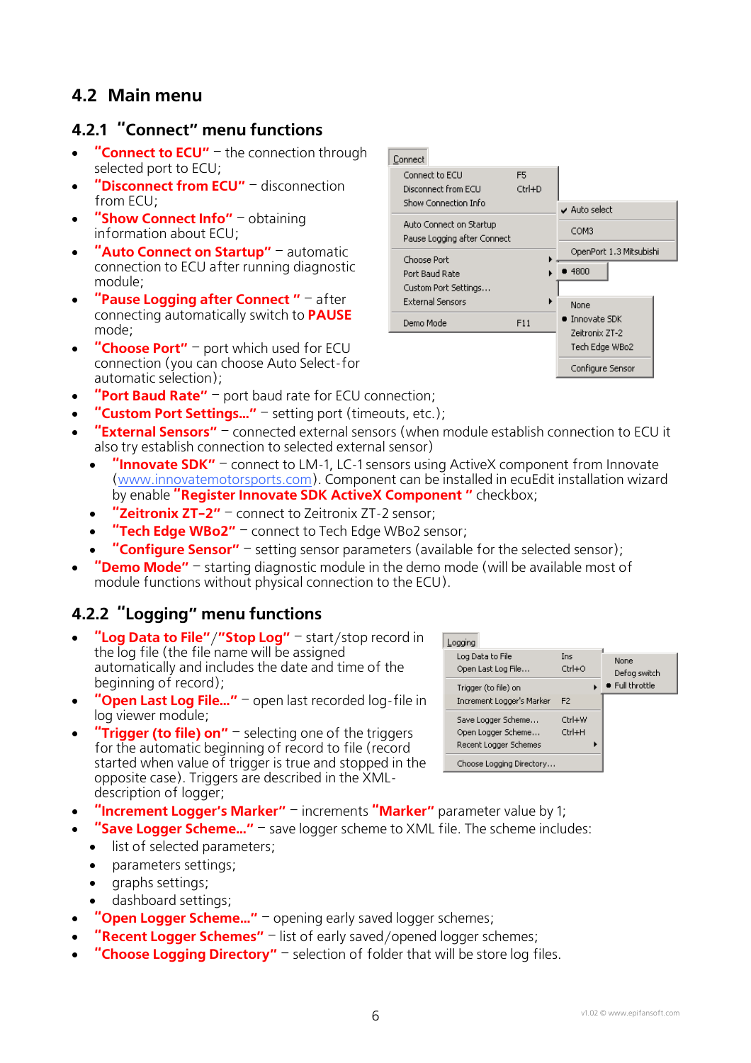## 4.2 Main menu

### 4.2.1 "Connect" menu functions

- **"Connect to ECU"** – the connection through selected port to ECU;
- **"Disconnect from ECU"** – disconnection from ECU;
- **"Show Connect Info"** – obtaining information about ECU;
- **"Auto Connect on Startup"** – automatic connection to ECU after running diagnostic module;
- **"Pause Logging after Connect "** – after connecting automatically switch to **PAUSE** mode;
- **"Choose Port"** – port which used for ECU connection (you can choose Auto Select-for automatic selection);
- **"Port Baud Rate"** – port baud rate for ECU connection;
- **"Custom Port Settings..."** – setting port (timeouts, etc.);
- **"External Sensors"** – connected external sensors (when module establish connection to ECU it also try establish connection to selected external sensor)
  - **"Innovate SDK"** – connect to LM-1, LC-1 sensors using ActiveX component from Innovate (www.innovatemotorsports.com). Component can be installed in ecuEdit installation wizard by enable **"Register Innovate SDK ActiveX Component "** checkbox;
  - **"Zeitronix ZT-2"** – connect to Zeitronix ZT-2 sensor;
  - **"Tech Edge WBo2"** – connect to Tech Edge WBo2 sensor;
  - **"Configure Sensor"** – setting sensor parameters (available for the selected sensor);
- **"Demo Mode"** – starting diagnostic module in the demo mode (will be available most of module functions without physical connection to the ECU).

### 4.2.2 "Logging" menu functions

- **"Log Data to File"/"Stop Log"** – start/stop record in the log file (the file name will be assigned automatically and includes the date and time of the beginning of record);
- **"Open Last Log File..."** – open last recorded log-file in log viewer module;
- **"Trigger (to file) on"** – selecting one of the triggers for the automatic beginning of record to file (record started when value of trigger is true and stopped in the opposite case). Triggers are described in the XML-description of logger;
- **"Increment Logger's Marker"** – increments **"Marker"** parameter value by 1;
- **"Save Logger Scheme..."** – save logger scheme to XML file. The scheme includes:
  - list of selected parameters;
  - parameters settings;
  - graphs settings;
  - dashboard settings;
- **"Open Logger Scheme..."** – opening early saved logger schemes;
- **"Recent Logger Schemes"** – list of early saved/opened logger schemes;
- **"Choose Logging Directory"** – selection of folder that will be store log files.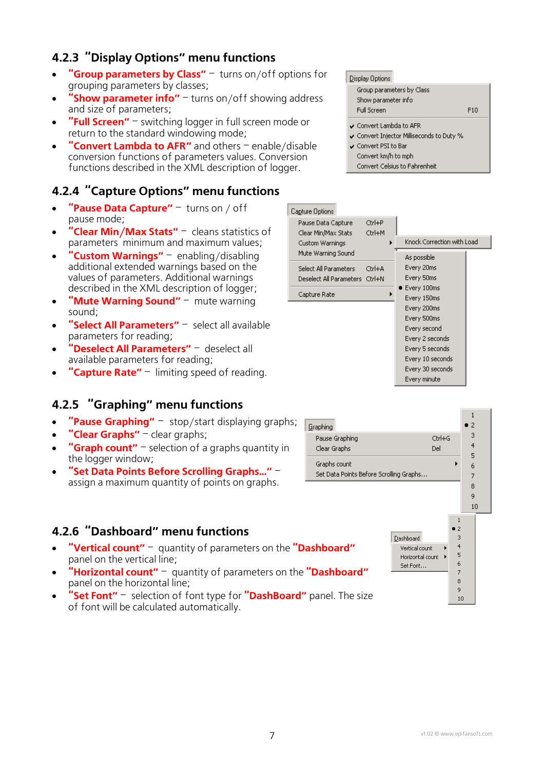### 4.2.3 "Display Options" menu functions

- **"Group parameters by Class"** – turns on/off options for grouping parameters by classes;
- **"Show parameter info"** – turns on/off showing address and size of parameters;
- **"Full Screen"** – switching logger in full screen mode or return to the standard windowing mode;
- **"Convert Lambda to AFR"** and others – enable/disable conversion functions of parameters values. Conversion functions described in the XML description of logger.

### 4.2.4 "Capture Options" menu functions

- **"Pause Data Capture"** – turns on / off pause mode;
- **"Clear Min/Max Stats"** – cleans statistics of parameters minimum and maximum values;
- **"Custom Warnings"** – enabling/disabling additional extended warnings based on the values of parameters. Additional warnings described in the XML description of logger;
- **"Mute Warning Sound"** – mute warning sound;
- **"Select All Parameters"** – select all available parameters for reading;
- **"Deselect All Parameters"** – deselect all available parameters for reading;
- **"Capture Rate"** – limiting speed of reading.

### 4.2.5 "Graphing" menu functions

- **"Pause Graphing"** – stop/start displaying graphs;
- **"Clear Graphs"** – clear graphs;
- **"Graph count"** – selection of a graphs quantity in the logger window;
- **"Set Data Points Before Scrolling Graphs..."** – assign a maximum quantity of points on graphs.

### 4.2.6 "Dashboard" menu functions

- **"Vertical count"** – quantity of parameters on the **"Dashboard"** panel on the vertical line;
- **"Horizontal count"** – quantity of parameters on the **"Dashboard"** panel on the horizontal line;
- **"Set Font"** – selection of font type for **"DashBoard"** panel. The size of font will be calculated automatically.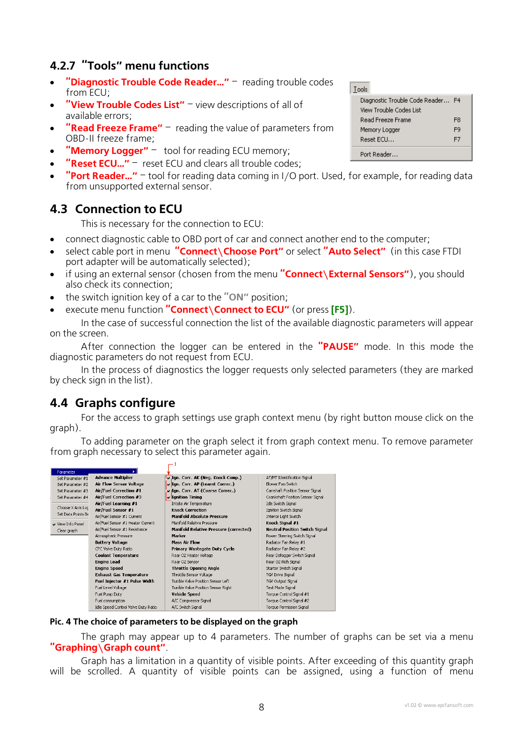### 4.2.7 "Tools" menu functions

- **"Diagnostic Trouble Code Reader..."** – reading trouble codes from ECU;
- **"View Trouble Codes List"** – view descriptions of all of available errors;
- **"Read Freeze Frame"** – reading the value of parameters from OBD-II freeze frame;
- **"Memory Logger"** – tool for reading ECU memory;
- **"Reset ECU..."** – reset ECU and clears all trouble codes;
- **"Port Reader..."** – tool for reading data coming in I/O port. Used, for example, for reading data from unsupported external sensor.

## 4.3 Connection to ECU

This is necessary for the connection to ECU:

- connect diagnostic cable to OBD port of car and connect another end to the computer;
- select cable port in menu **"Connect\Choose Port"** or select **"Auto Select"** (in this case FTDI port adapter will be automatically selected);
- if using an external sensor (chosen from the menu **"Connect\External Sensors"**), you should also check its connection;
- the switch ignition key of a car to the **"ON"** position;
- execute menu function **"Connect\Connect to ECU"** (or press **[F5]**).

In the case of successful connection the list of the available diagnostic parameters will appear on the screen.

After connection the logger can be entered in the **"PAUSE"** mode. In this mode the diagnostic parameters do not request from ECU.

In the process of diagnostics the logger requests only selected parameters (they are marked by check sign in the list).

## 4.4 Graphs configure

For the access to graph settings use graph context menu (by right button mouse click on the graph).

To adding parameter on the graph select it from graph context menu. To remove parameter from graph necessary to select this parameter again.

**Pic. 4 The choice of parameters to be displayed on the graph**

The graph may appear up to 4 parameters. The number of graphs can be set via a menu **"Graphing\Graph count"**.

Graph has a limitation in a quantity of visible points. After exceeding of this quantity graph will be scrolled. A quantity of visible points can be assigned, using a function of menu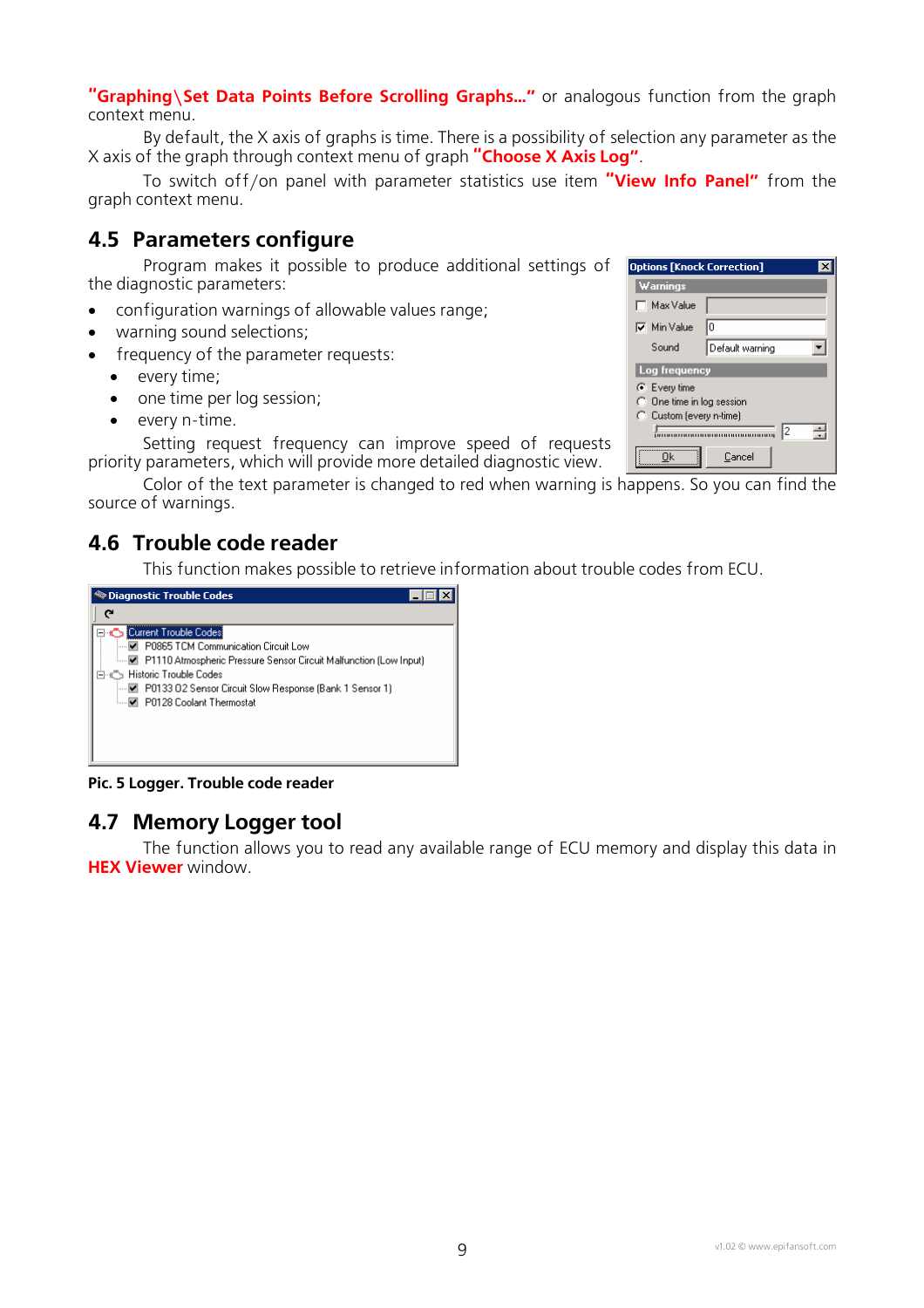**"Graphing\Set Data Points Before Scrolling Graphs..."** or analogous function from the graph context menu.

By default, the X axis of graphs is time. There is a possibility of selection any parameter as the X axis of the graph through context menu of graph **"Choose X Axis Log"**.

To switch off/on panel with parameter statistics use item **"View Info Panel"** from the graph context menu.

## 4.5 Parameters configure

Program makes it possible to produce additional settings of the diagnostic parameters:

- configuration warnings of allowable values range;
- warning sound selections;
- frequency of the parameter requests:
  - every time;
  - one time per log session;
  - every n-time.

Setting request frequency can improve speed of requests priority parameters, which will provide more detailed diagnostic view.

Color of the text parameter is changed to red when warning is happens. So you can find the source of warnings.

## 4.6 Trouble code reader

This function makes possible to retrieve information about trouble codes from ECU.

Pic. 5 Logger. Trouble code reader

## 4.7 Memory Logger tool

The function allows you to read any available range of ECU memory and display this data in **HEX Viewer** window.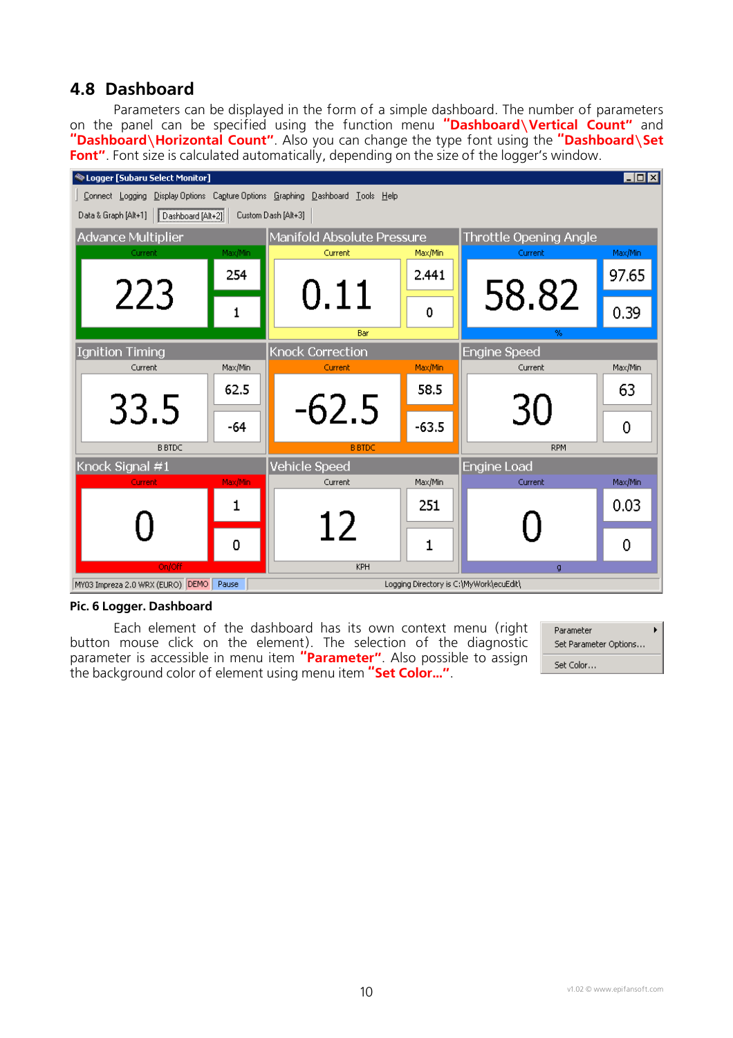## 4.8 Dashboard

Parameters can be displayed in the form of a simple dashboard. The number of parameters on the panel can be specified using the function menu **"Dashboard\Vertical Count"** and **"Dashboard\Horizontal Count"**. Also you can change the type font using the **"Dashboard\Set Font"**. Font size is calculated automatically, depending on the size of the logger's window.

**Pic. 6 Logger. Dashboard**

Each element of the dashboard has its own context menu (right button mouse click on the element). The selection of the diagnostic parameter is accessible in menu item **"Parameter"**. Also possible to assign the background color of element using menu item **"Set Color..."**.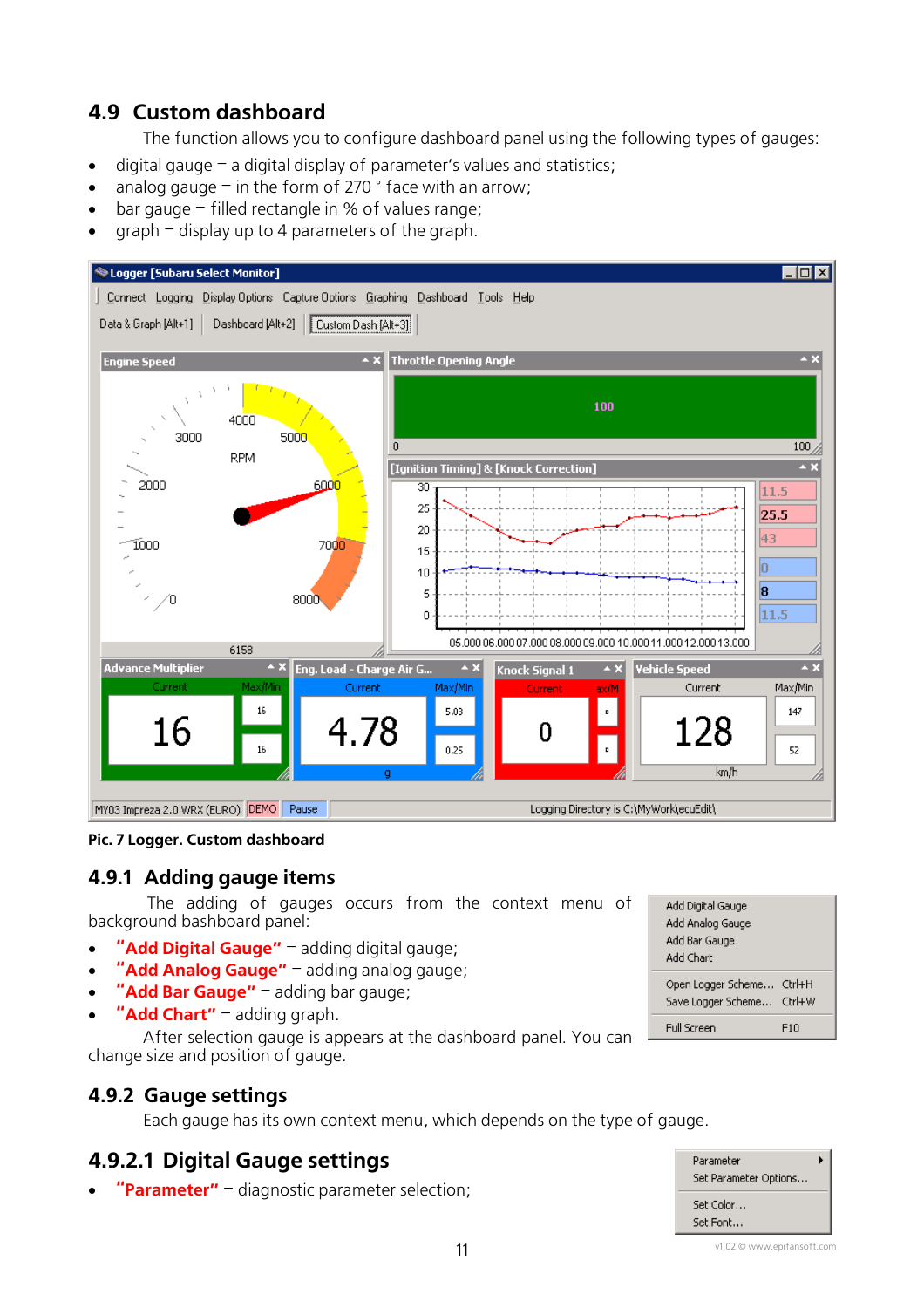## 4.9 Custom dashboard

The function allows you to configure dashboard panel using the following types of gauges:

- digital gauge – a digital display of parameter's values and statistics;
- analog gauge – in the form of 270 ° face with an arrow;
- bar gauge – filled rectangle in % of values range;
- graph – display up to 4 parameters of the graph.

Pic. 7 Logger. Custom dashboard

### 4.9.1 Adding gauge items

The adding of gauges occurs from the context menu of background bashboard panel:

- **"Add Digital Gauge"** – adding digital gauge;
- **"Add Analog Gauge"** – adding analog gauge;
- **"Add Bar Gauge"** – adding bar gauge;
- **"Add Chart"** – adding graph.

After selection gauge is appears at the dashboard panel. You can change size and position of gauge.

### 4.9.2 Gauge settings

Each gauge has its own context menu, which depends on the type of gauge.

### 4.9.2.1 Digital Gauge settings

- **"Parameter"** – diagnostic parameter selection;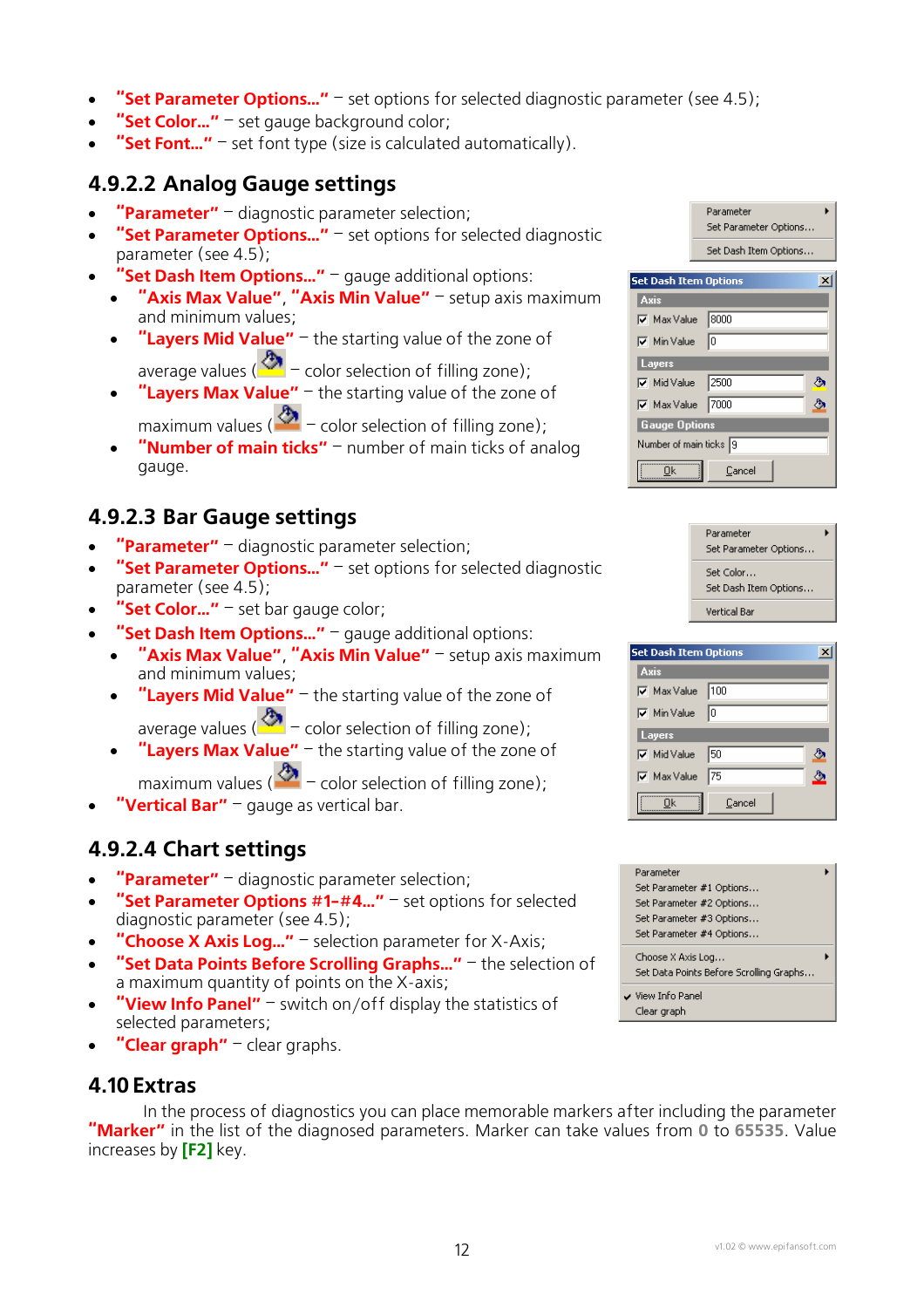- **"Set Parameter Options..."** – set options for selected diagnostic parameter (see 4.5);
- **"Set Color..."** – set gauge background color;
- **"Set Font..."** – set font type (size is calculated automatically).

### 4.9.2.2 Analog Gauge settings

- **"Parameter"** – diagnostic parameter selection;
- **"Set Parameter Options..."** – set options for selected diagnostic parameter (see 4.5);
- **"Set Dash Item Options..."** – gauge additional options:
  - **"Axis Max Value"**, **"Axis Min Value"** – setup axis maximum and minimum values;
  - **"Layers Mid Value"** – the starting value of the zone of average values ( – color selection of filling zone);
  - **"Layers Max Value"** – the starting value of the zone of maximum values ( – color selection of filling zone);
  - **"Number of main ticks"** – number of main ticks of analog gauge.

### 4.9.2.3 Bar Gauge settings

- **"Parameter"** – diagnostic parameter selection;
- **"Set Parameter Options..."** – set options for selected diagnostic parameter (see 4.5);
- **"Set Color..."** – set bar gauge color;
- **"Set Dash Item Options..."** – gauge additional options:
  - **"Axis Max Value"**, **"Axis Min Value"** – setup axis maximum and minimum values;
  - **"Layers Mid Value"** – the starting value of the zone of average values ( – color selection of filling zone);
  - **"Layers Max Value"** – the starting value of the zone of maximum values ( – color selection of filling zone);
- **"Vertical Bar"** – gauge as vertical bar.

### 4.9.2.4 Chart settings

- **"Parameter"** – diagnostic parameter selection;
- **"Set Parameter Options #1–#4..."** – set options for selected diagnostic parameter (see 4.5);
- **"Choose X Axis Log..."** – selection parameter for X-Axis;
- **"Set Data Points Before Scrolling Graphs..."** – the selection of a maximum quantity of points on the X-axis;
- **"View Info Panel"** – switch on/off display the statistics of selected parameters;
- **"Clear graph"** – clear graphs.

## 4.10 Extras

In the process of diagnostics you can place memorable markers after including the parameter **"Marker"** in the list of the diagnosed parameters. Marker can take values from **0** to **65535**. Value increases by **[F2]** key.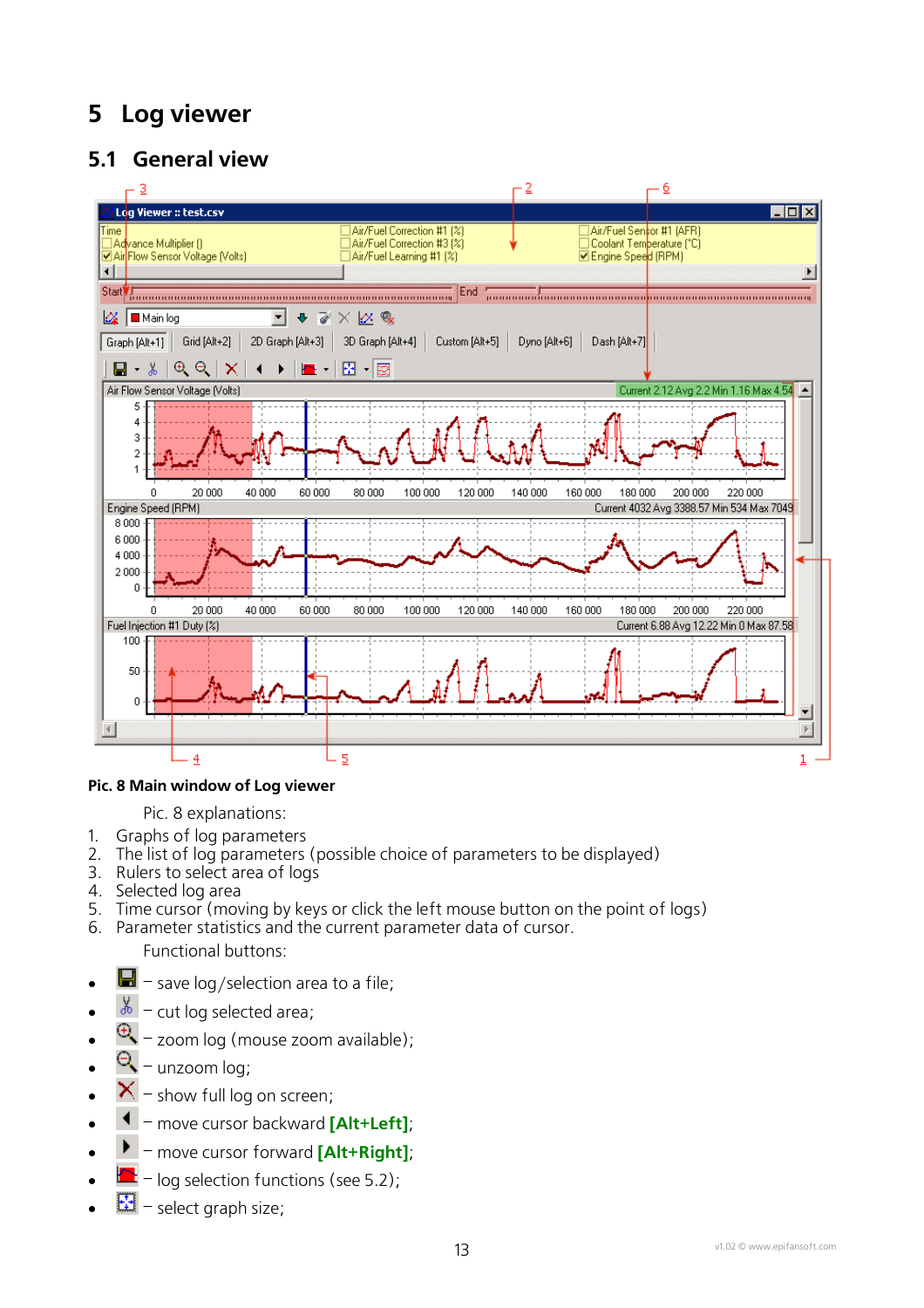# 5 Log viewer

## 5.1 General view

**Pic. 8 Main window of Log viewer**

Pic. 8 explanations:

1. Graphs of log parameters
2. The list of log parameters (possible choice of parameters to be displayed)
3. Rulers to select area of logs
4. Selected log area
5. Time cursor (moving by keys or click the left mouse button on the point of logs)
6. Parameter statistics and the current parameter data of cursor.

Functional buttons:

- – save log/selection area to a file;
- – cut log selected area;
- – zoom log (mouse zoom available);
- – unzoom log;
- – show full log on screen;
- – move cursor backward **[Alt+Left]**;
- – move cursor forward **[Alt+Right]**;
- – log selection functions (see 5.2);
- – select graph size;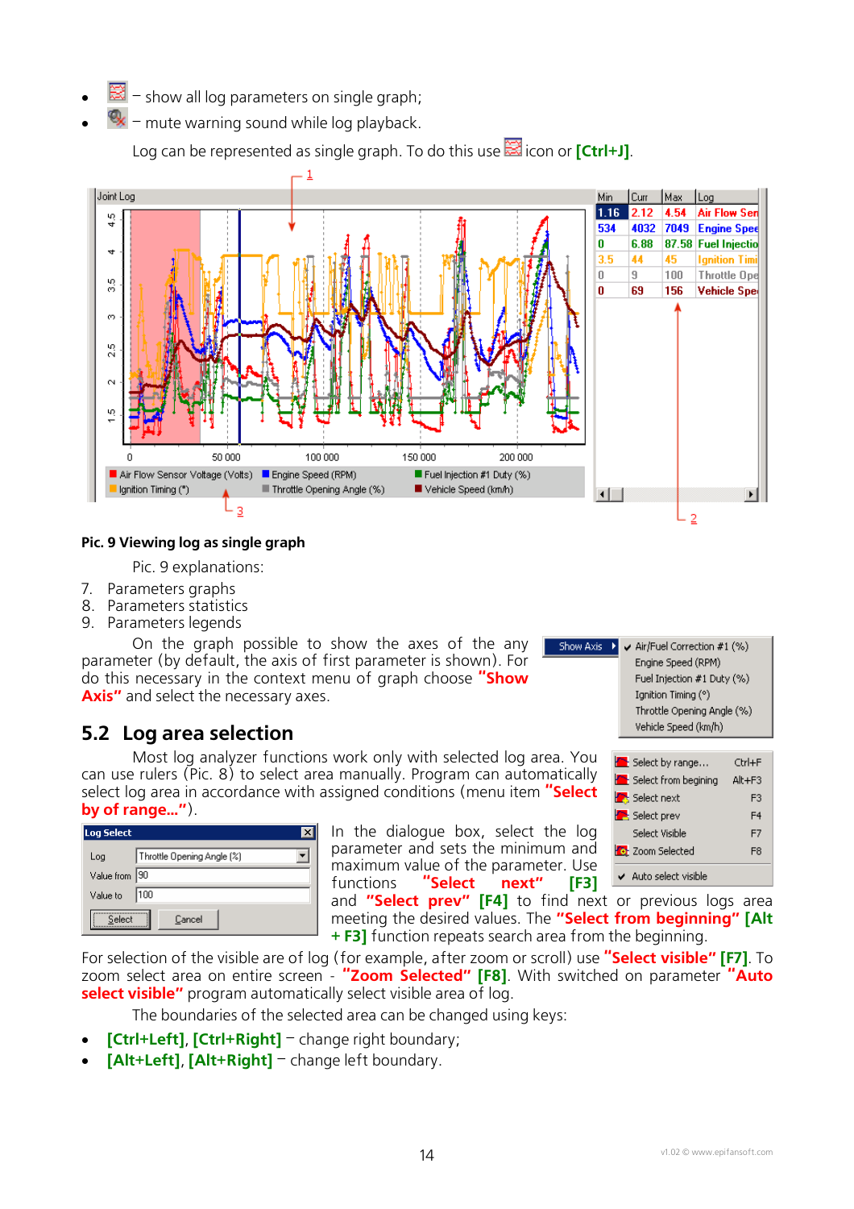- – show all log parameters on single graph;
- – mute warning sound while log playback.

Log can be represented as single graph. To do this use icon or **[Ctrl+J]**.

**Pic. 9 Viewing log as single graph**

Pic. 9 explanations:

7. Parameters graphs
8. Parameters statistics
9. Parameters legends

On the graph possible to show the axes of the any parameter (by default, the axis of first parameter is shown). For do this necessary in the context menu of graph choose **"Show Axis"** and select the necessary axes.

## 5.2 Log area selection

Most log analyzer functions work only with selected log area. You can use rulers (Pic. 8) to select area manually. Program can automatically select log area in accordance with assigned conditions (menu item **"Select by range..."**).

In the dialogue box, select the log parameter and sets the minimum and maximum value of the parameter. Use functions **"Select next" [F3]** and **"Select prev" [F4]** to find next or previous logs area meeting the desired values. The **"Select from beginning" [Alt + F3]** function repeats search area from the beginning.

For selection of the visible are of log (for example, after zoom or scroll) use **"Select visible" [F7]**. To zoom select area on entire screen - **"Zoom Selected" [F8]**. With switched on parameter **"Auto select visible"** program automatically select visible area of log.

The boundaries of the selected area can be changed using keys:

- **[Ctrl+Left]**, **[Ctrl+Right]** – change right boundary;
- **[Alt+Left]**, **[Alt+Right]** – change left boundary.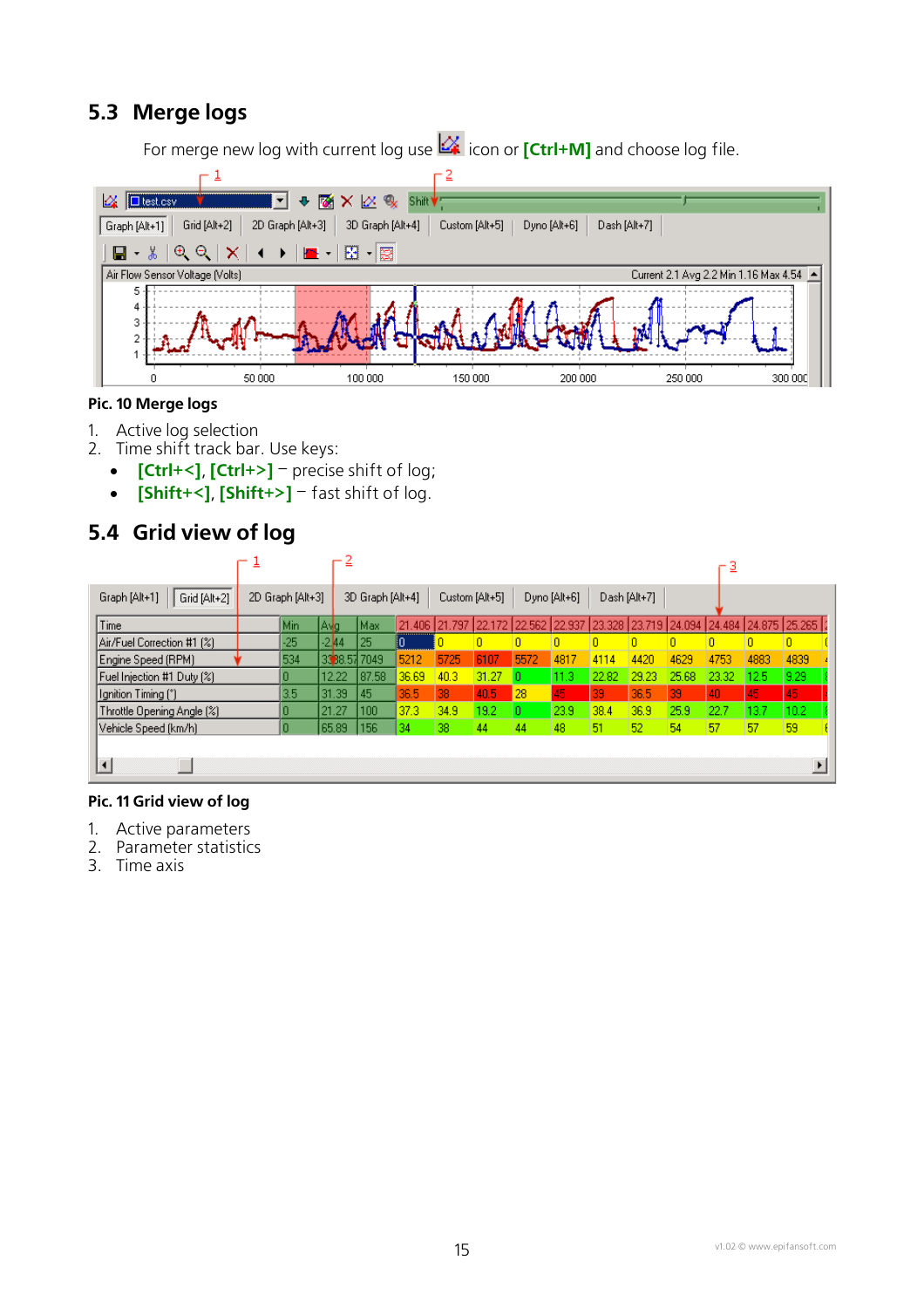## 5.3 Merge logs

For merge new log with current log use icon or **[Ctrl+M]** and choose log file.

Pic. 10 Merge logs

1. Active log selection
2. Time shift track bar. Use keys:
   - **[Ctrl+<]**, **[Ctrl+>]** – precise shift of log;
   - **[Shift+<]**, **[Shift+>]** – fast shift of log.

## 5.4 Grid view of log

Pic. 11 Grid view of log

1. Active parameters
2. Parameter statistics
3. Time axis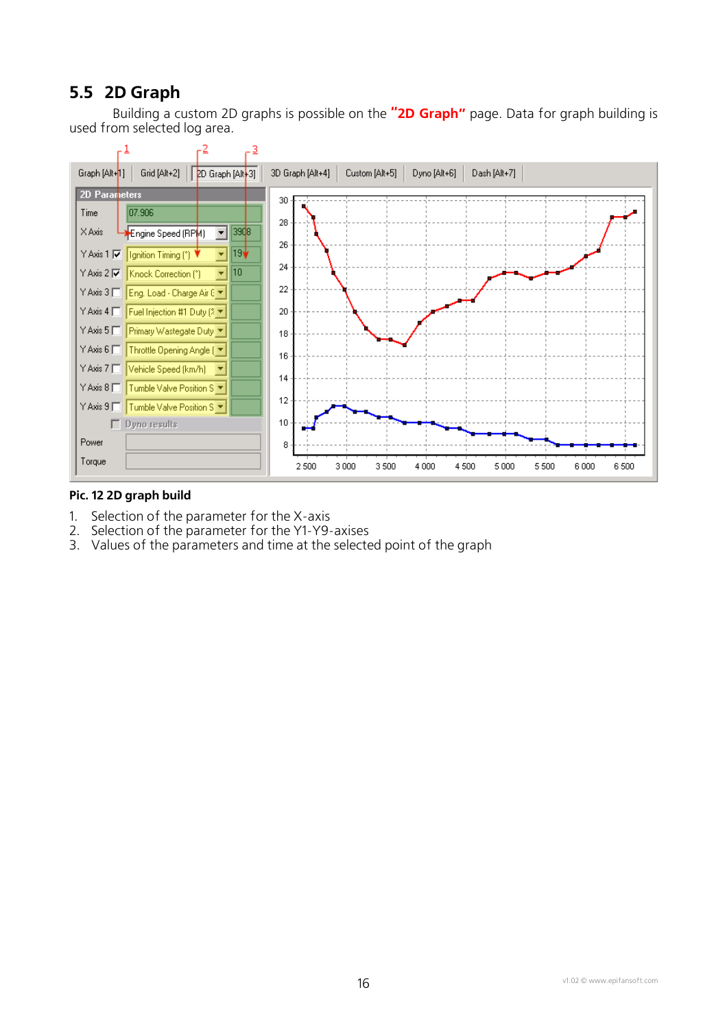## 5.5 2D Graph

Building a custom 2D graphs is possible on the **"2D Graph"** page. Data for graph building is used from selected log area.

**Pic. 12 2D graph build**

1. Selection of the parameter for the X-axis
2. Selection of the parameter for the Y1-Y9-axises
3. Values of the parameters and time at the selected point of the graph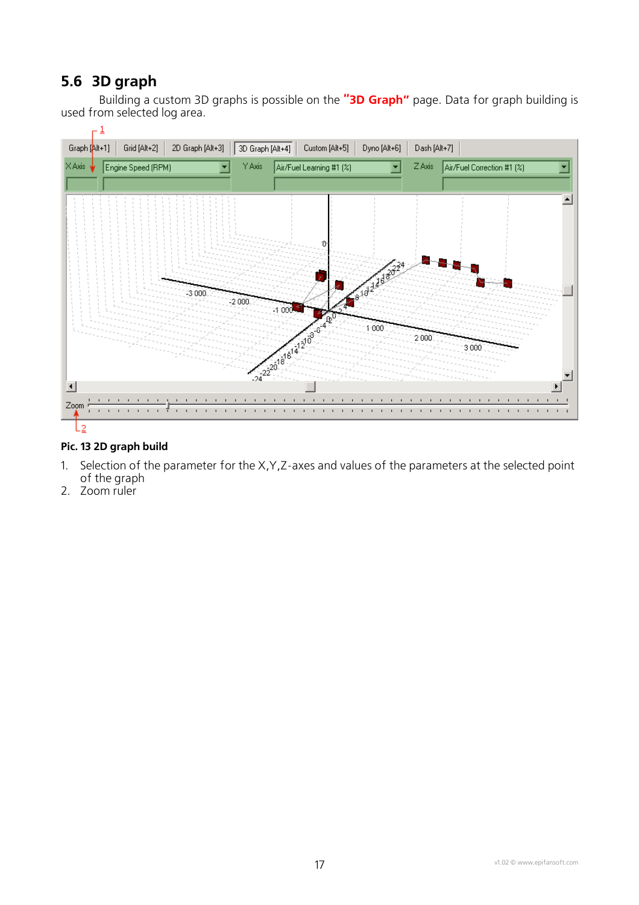## 5.6 3D graph

Building a custom 3D graphs is possible on the **"3D Graph"** page. Data for graph building is used from selected log area.

**Pic. 13 2D graph build**

1. Selection of the parameter for the X,Y,Z-axes and values of the parameters at the selected point of the graph
2. Zoom ruler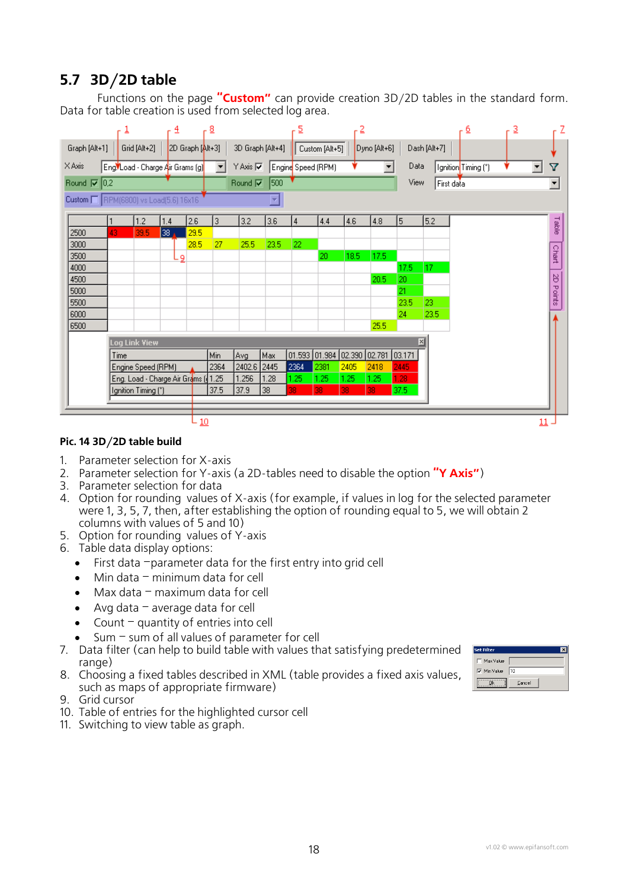## 5.7 3D/2D table

Functions on the page **"Custom"** can provide creation 3D/2D tables in the standard form. Data for table creation is used from selected log area.

**Pic. 14 3D/2D table build**

1. Parameter selection for X-axis
2. Parameter selection for Y-axis (a 2D-tables need to disable the option **"Y Axis"**)
3. Parameter selection for data
4. Option for rounding values of X-axis (for example, if values in log for the selected parameter were 1, 3, 5, 7, then, after establishing the option of rounding equal to 5, we will obtain 2 columns with values of 5 and 10)
5. Option for rounding values of Y-axis
6. Table data display options:
   - First data –parameter data for the first entry into grid cell
   - Min data – minimum data for cell
   - Max data – maximum data for cell
   - Avg data – average data for cell
   - Count – quantity of entries into cell
   - Sum – sum of all values of parameter for cell
7. Data filter (can help to build table with values that satisfying predetermined range)
8. Choosing a fixed tables described in XML (table provides a fixed axis values, such as maps of appropriate firmware)
9. Grid cursor
10. Table of entries for the highlighted cursor cell
11. Switching to view table as graph.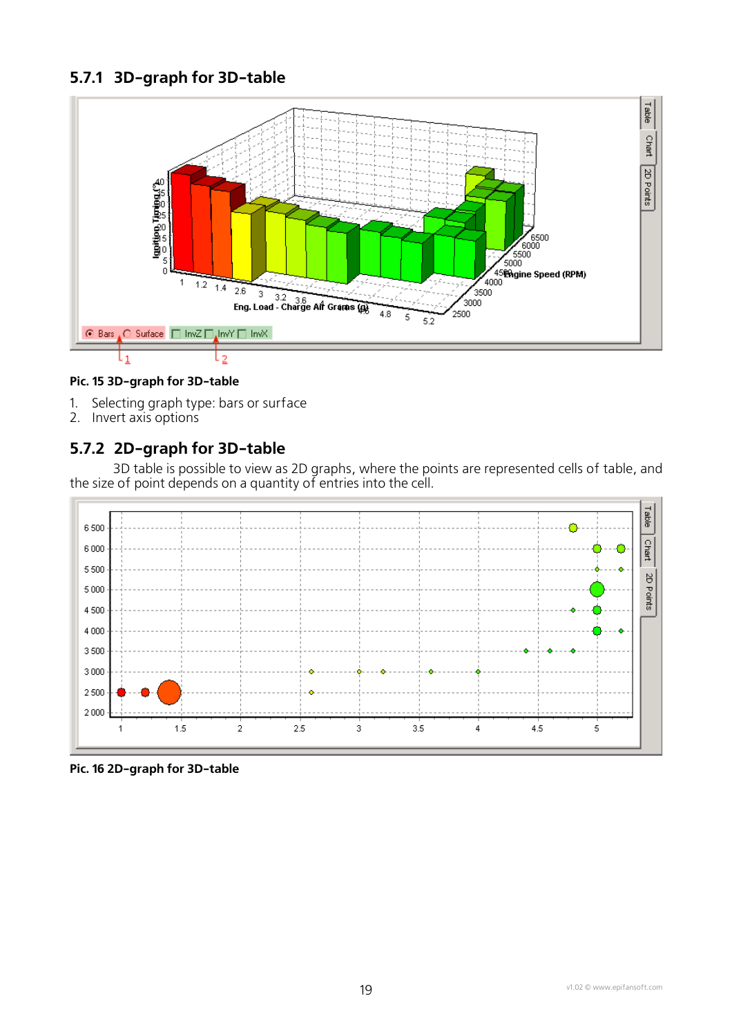### 5.7.1 3D-graph for 3D-table

**Pic. 15 3D-graph for 3D-table**

1. Selecting graph type: bars or surface
2. Invert axis options

### 5.7.2 2D-graph for 3D-table

3D table is possible to view as 2D graphs, where the points are represented cells of table, and the size of point depends on a quantity of entries into the cell.

**Pic. 16 2D-graph for 3D-table**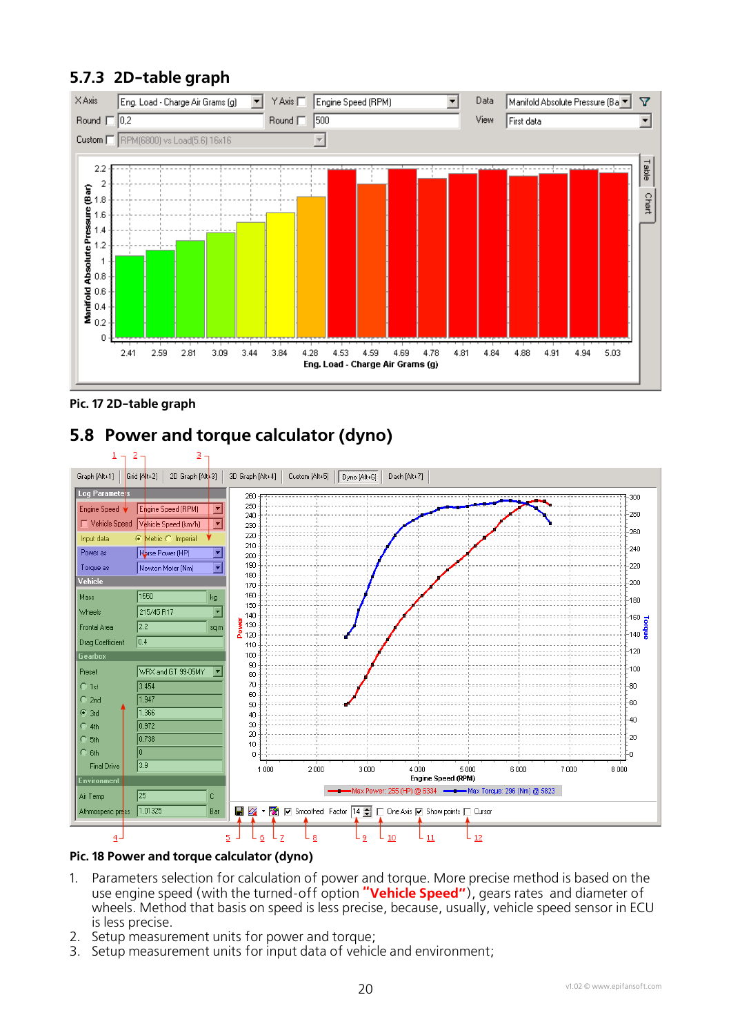### 5.7.3 2D-table graph

Pic. 17 2D-table graph

## 5.8 Power and torque calculator (dyno)

Pic. 18 Power and torque calculator (dyno)

1. Parameters selection for calculation of power and torque. More precise method is based on the use engine speed (with the turned-off option **"Vehicle Speed"**), gears rates and diameter of wheels. Method that basis on speed is less precise, because, usually, vehicle speed sensor in ECU is less precise.
2. Setup measurement units for power and torque;
3. Setup measurement units for input data of vehicle and environment;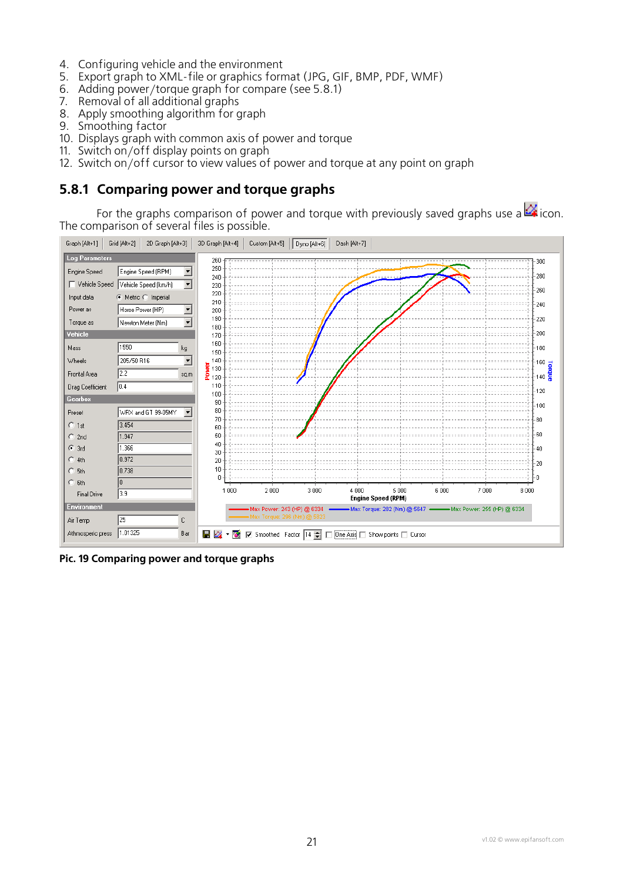4. Configuring vehicle and the environment
5. Export graph to XML-file or graphics format (JPG, GIF, BMP, PDF, WMF)
6. Adding power/torque graph for compare (see 5.8.1)
7. Removal of all additional graphs
8. Apply smoothing algorithm for graph
9. Smoothing factor
10. Displays graph with common axis of power and torque
11. Switch on/off display points on graph
12. Switch on/off cursor to view values of power and torque at any point on graph

## 5.8.1 Comparing power and torque graphs

For the graphs comparison of power and torque with previously saved graphs use a icon. The comparison of several files is possible.

**Pic. 19 Comparing power and torque graphs**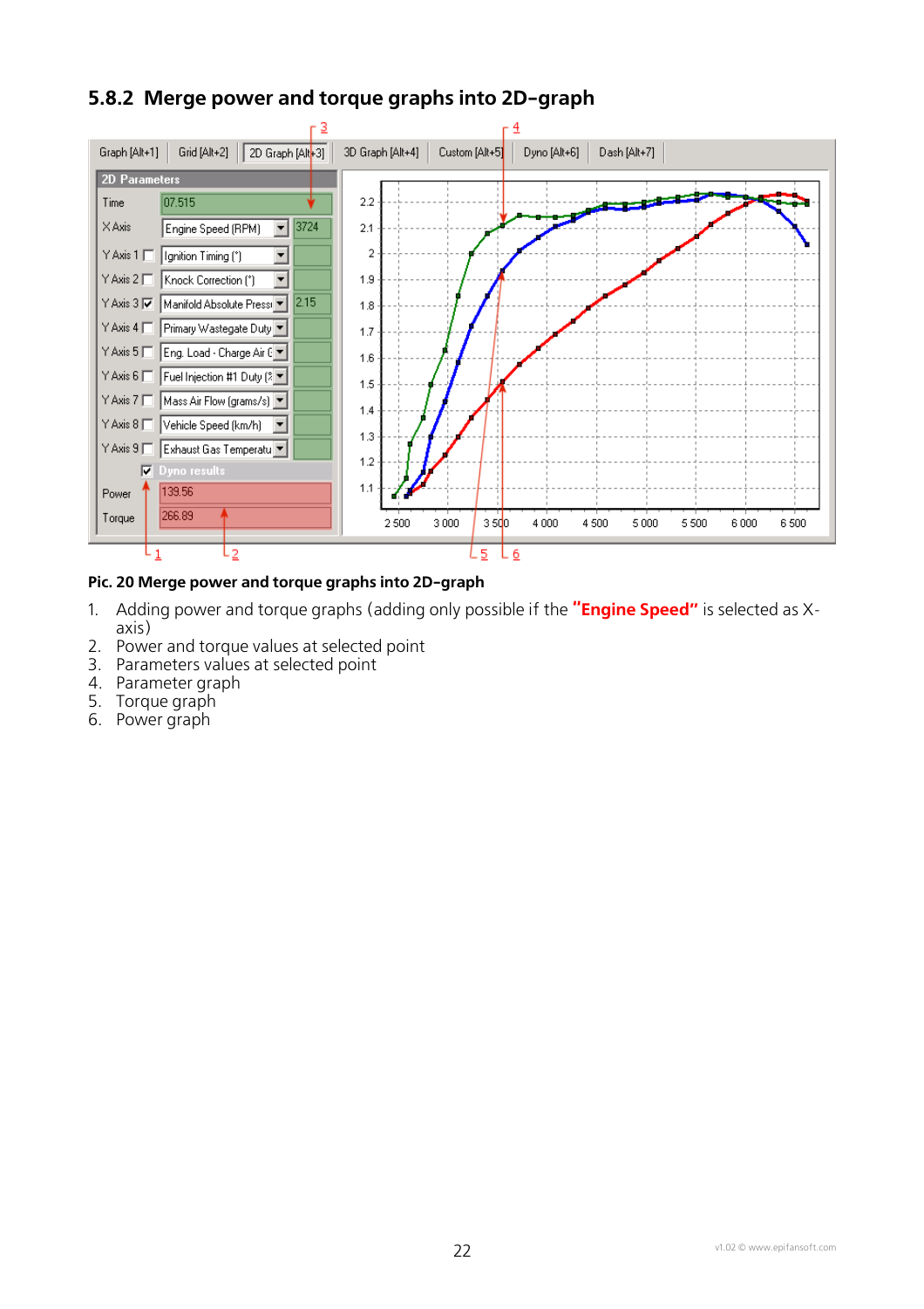### 5.8.2 Merge power and torque graphs into 2D-graph

**Pic. 20 Merge power and torque graphs into 2D-graph**

1. Adding power and torque graphs (adding only possible if the **"Engine Speed"** is selected as X-axis)
2. Power and torque values at selected point
3. Parameters values at selected point
4. Parameter graph
5. Torque graph
6. Power graph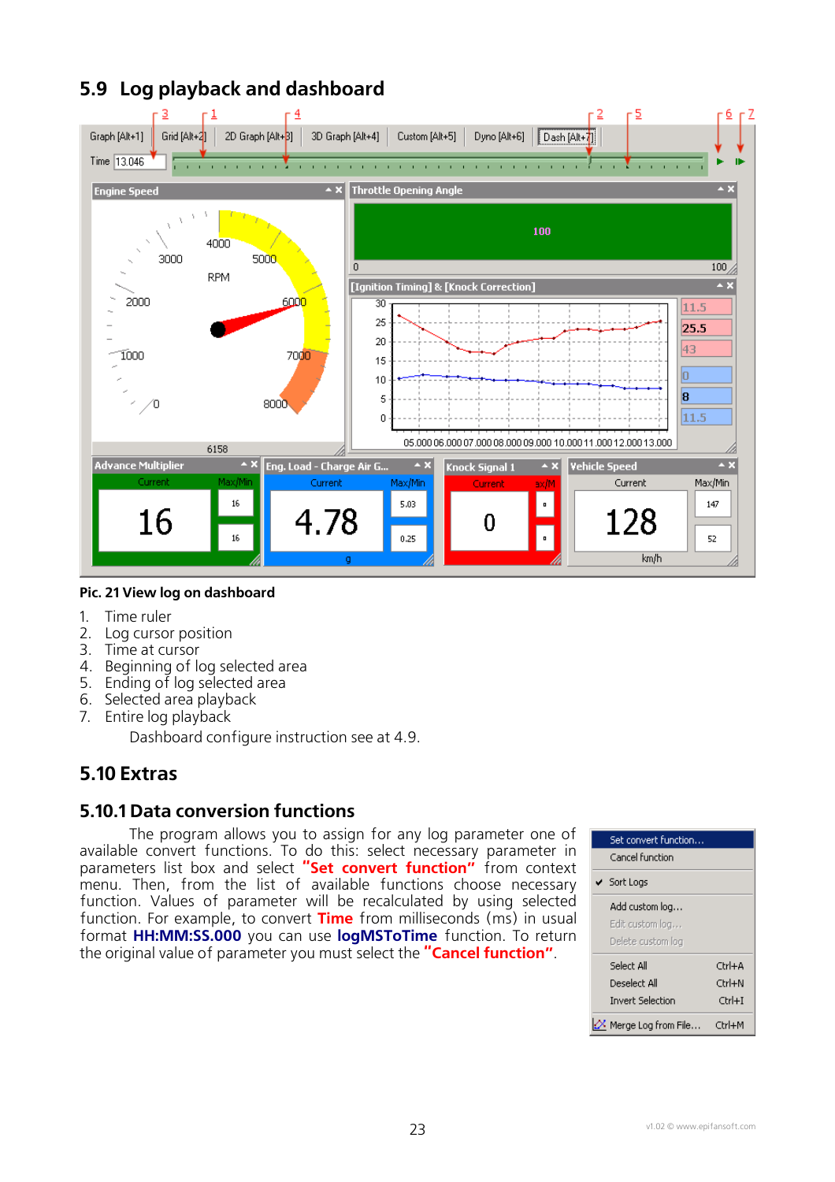## 5.9 Log playback and dashboard

Pic. 21 View log on dashboard

1. Time ruler
2. Log cursor position
3. Time at cursor
4. Beginning of log selected area
5. Ending of log selected area
6. Selected area playback
7. Entire log playback

Dashboard configure instruction see at 4.9.

## 5.10 Extras

### 5.10.1 Data conversion functions

The program allows you to assign for any log parameter one of available convert functions. To do this: select necessary parameter in parameters list box and select **"Set convert function"** from context menu. Then, from the list of available functions choose necessary function. Values of parameter will be recalculated by using selected function. For example, to convert **Time** from milliseconds (ms) in usual format **HH:MM:SS.000** you can use **logMSToTime** function. To return the original value of parameter you must select the **"Cancel function"**.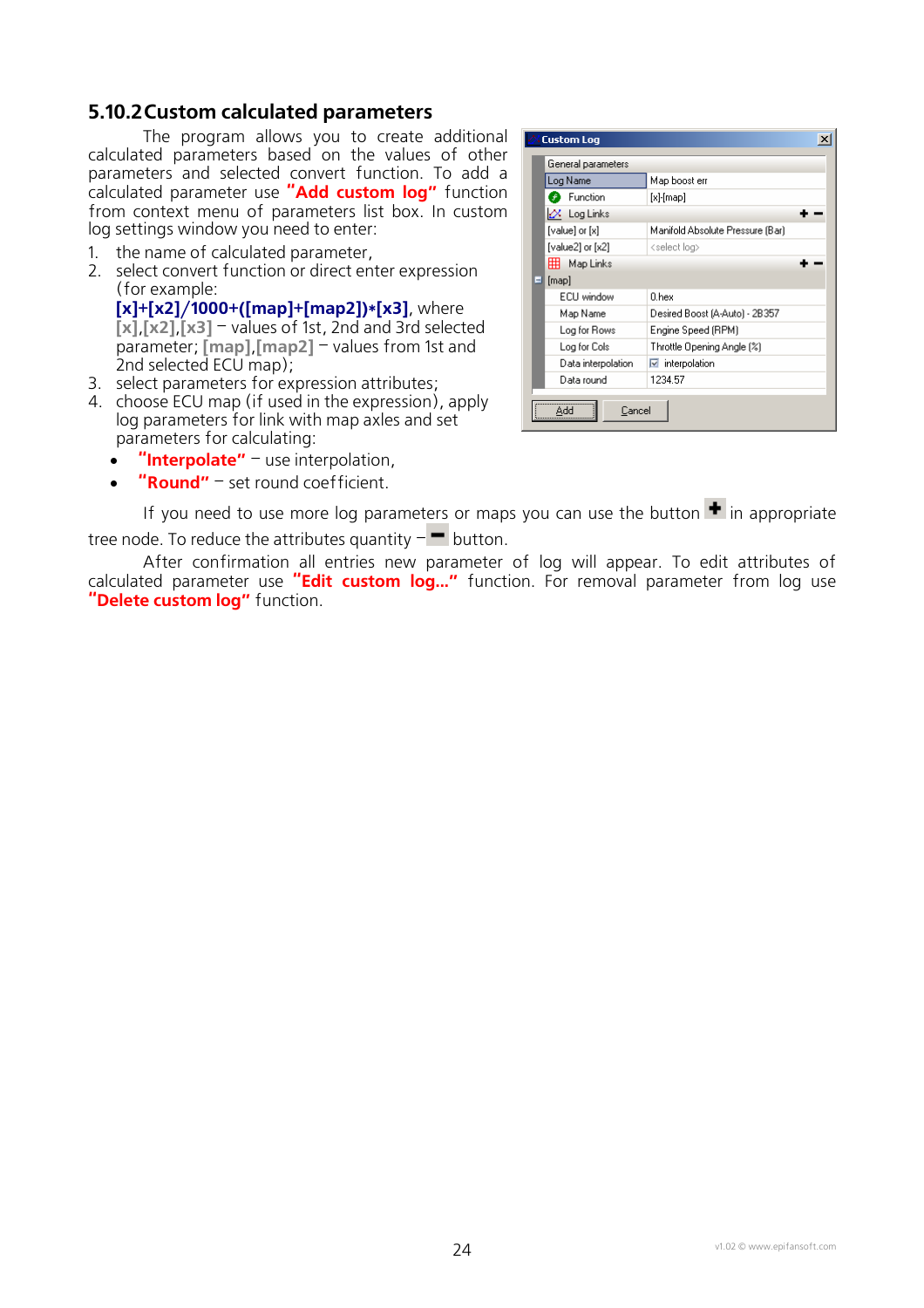## 5.10.2 Custom calculated parameters

The program allows you to create additional calculated parameters based on the values of other parameters and selected convert function. To add a calculated parameter use **"Add custom log"** function from context menu of parameters list box. In custom log settings window you need to enter:

1. the name of calculated parameter,
2. select convert function or direct enter expression (for example: **[x]+[x2]/1000+([map]+[map2])*[x3]**, where **[x]**,**[x2]**,**[x3]** – values of 1st, 2nd and 3rd selected parameter; **[map]**,**[map2]** – values from 1st and 2nd selected ECU map);
3. select parameters for expression attributes;
4. choose ECU map (if used in the expression), apply log parameters for link with map axles and set parameters for calculating:

- **"Interpolate"** – use interpolation,
- **"Round"** – set round coefficient.

| Custom Log | |
|---|---|
| General parameters | |
| Log Name | Map boost err |
| Function | [x]-[map] |
| Log Links | |
| [value] or [x] | Manifold Absolute Pressure (Bar) |
| [value2] or [x2] | <select log> |
| Map Links | |
| [map] | |
| ECU window | 0.hex |
| Map Name | Desired Boost (A-Auto) - 2B357 |
| Log for Rows | Engine Speed (RPM) |
| Log for Cols | Throttle Opening Angle (%) |
| Data interpolation | interpolation |
| Data round | 1234.57 |

Add Cancel

If you need to use more log parameters or maps you can use the button **+** in appropriate tree node. To reduce the attributes quantity – **−** button.

After confirmation all entries new parameter of log will appear. To edit attributes of calculated parameter use **"Edit custom log..."** function. For removal parameter from log use **"Delete custom log"** function.